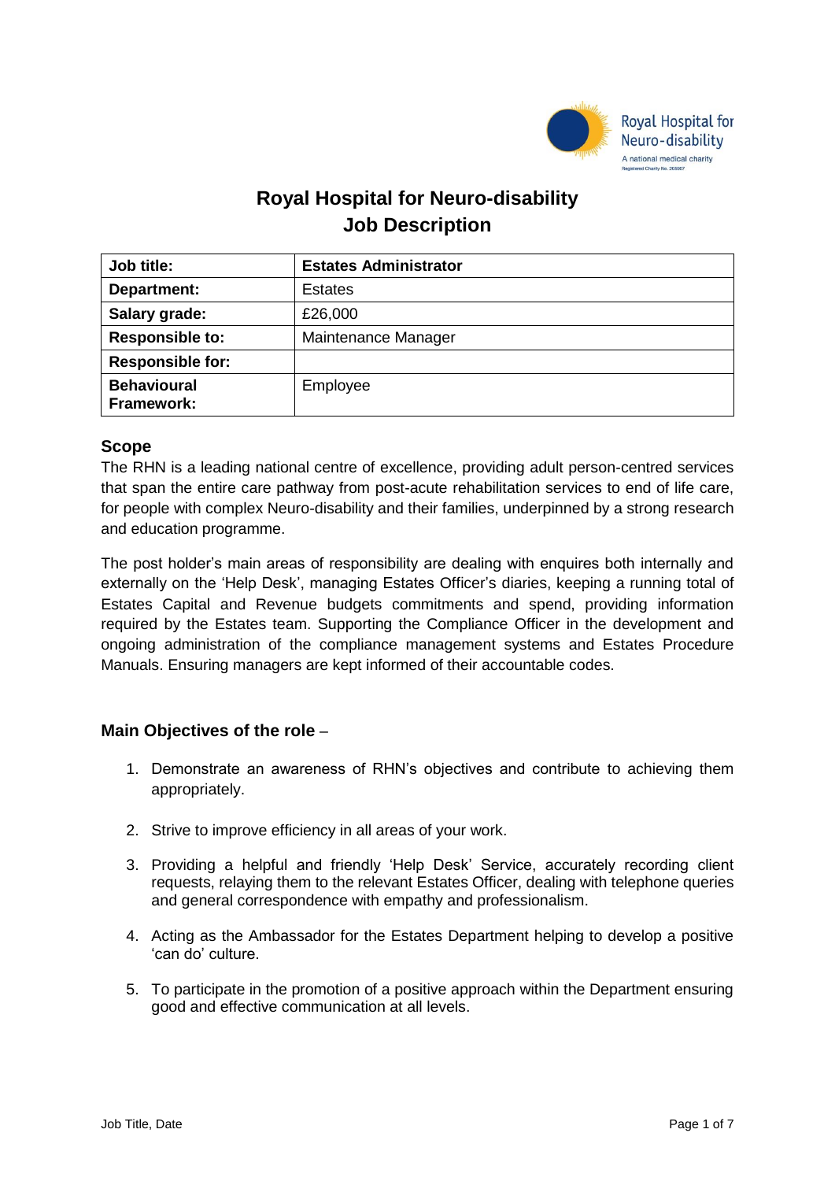# Royal Hospital for Neuro-disability
# Job Description

| Job title: | Estates Administrator |
|---|---|
| Department: | Estates |
| Salary grade: | £26,000 |
| Responsible to: | Maintenance Manager |
| Responsible for: | |
| Behavioural Framework: | Employee |

## Scope

The RHN is a leading national centre of excellence, providing adult person-centred services that span the entire care pathway from post-acute rehabilitation services to end of life care, for people with complex Neuro-disability and their families, underpinned by a strong research and education programme.

The post holder's main areas of responsibility are dealing with enquires both internally and externally on the 'Help Desk', managing Estates Officer's diaries, keeping a running total of Estates Capital and Revenue budgets commitments and spend, providing information required by the Estates team. Supporting the Compliance Officer in the development and ongoing administration of the compliance management systems and Estates Procedure Manuals. Ensuring managers are kept informed of their accountable codes.

## Main Objectives of the role –

1. Demonstrate an awareness of RHN's objectives and contribute to achieving them appropriately.
2. Strive to improve efficiency in all areas of your work.
3. Providing a helpful and friendly 'Help Desk' Service, accurately recording client requests, relaying them to the relevant Estates Officer, dealing with telephone queries and general correspondence with empathy and professionalism.
4. Acting as the Ambassador for the Estates Department helping to develop a positive 'can do' culture.
5. To participate in the promotion of a positive approach within the Department ensuring good and effective communication at all levels.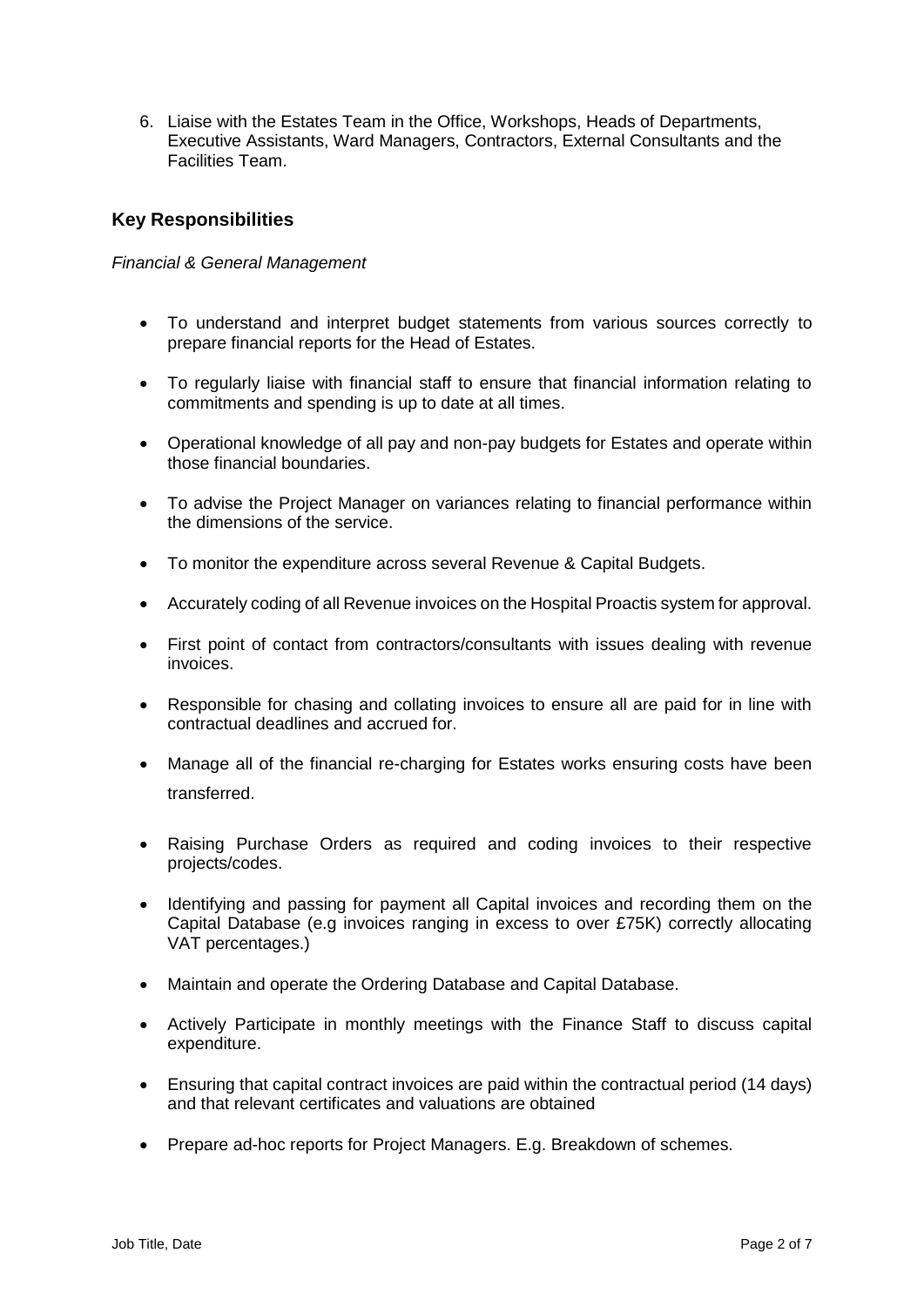6. Liaise with the Estates Team in the Office, Workshops, Heads of Departments, Executive Assistants, Ward Managers, Contractors, External Consultants and the Facilities Team.

## Key Responsibilities

*Financial & General Management*

- To understand and interpret budget statements from various sources correctly to prepare financial reports for the Head of Estates.
- To regularly liaise with financial staff to ensure that financial information relating to commitments and spending is up to date at all times.
- Operational knowledge of all pay and non-pay budgets for Estates and operate within those financial boundaries.
- To advise the Project Manager on variances relating to financial performance within the dimensions of the service.
- To monitor the expenditure across several Revenue & Capital Budgets.
- Accurately coding of all Revenue invoices on the Hospital Proactis system for approval.
- First point of contact from contractors/consultants with issues dealing with revenue invoices.
- Responsible for chasing and collating invoices to ensure all are paid for in line with contractual deadlines and accrued for.
- Manage all of the financial re-charging for Estates works ensuring costs have been transferred.
- Raising Purchase Orders as required and coding invoices to their respective projects/codes.
- Identifying and passing for payment all Capital invoices and recording them on the Capital Database (e.g invoices ranging in excess to over £75K) correctly allocating VAT percentages.)
- Maintain and operate the Ordering Database and Capital Database.
- Actively Participate in monthly meetings with the Finance Staff to discuss capital expenditure.
- Ensuring that capital contract invoices are paid within the contractual period (14 days) and that relevant certificates and valuations are obtained
- Prepare ad-hoc reports for Project Managers. E.g. Breakdown of schemes.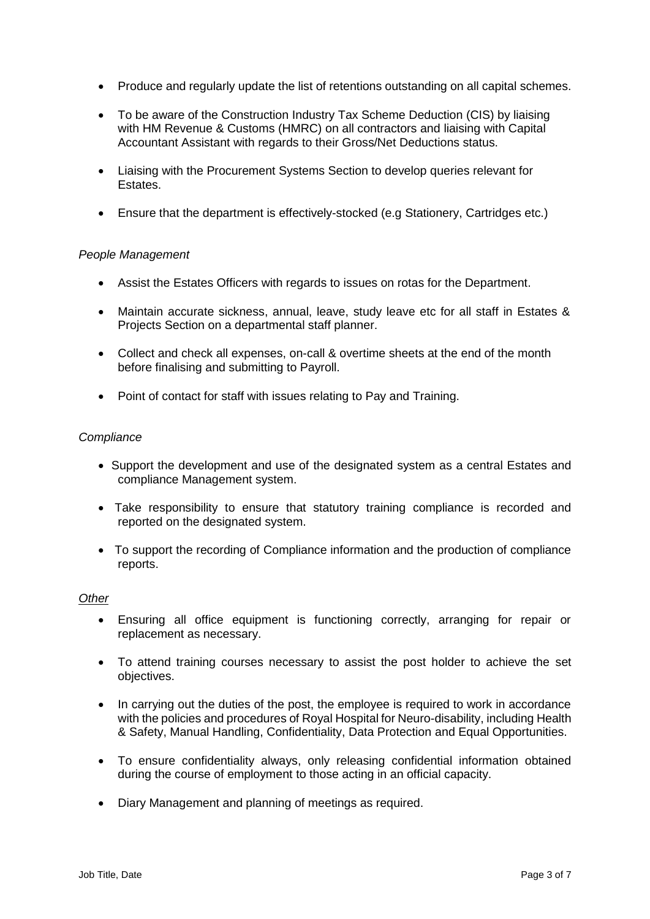- Produce and regularly update the list of retentions outstanding on all capital schemes.
- To be aware of the Construction Industry Tax Scheme Deduction (CIS) by liaising with HM Revenue & Customs (HMRC) on all contractors and liaising with Capital Accountant Assistant with regards to their Gross/Net Deductions status.
- Liaising with the Procurement Systems Section to develop queries relevant for Estates.
- Ensure that the department is effectively-stocked (e.g Stationery, Cartridges etc.)

*People Management*

- Assist the Estates Officers with regards to issues on rotas for the Department.
- Maintain accurate sickness, annual, leave, study leave etc for all staff in Estates & Projects Section on a departmental staff planner.
- Collect and check all expenses, on-call & overtime sheets at the end of the month before finalising and submitting to Payroll.
- Point of contact for staff with issues relating to Pay and Training.

*Compliance*

- Support the development and use of the designated system as a central Estates and compliance Management system.
- Take responsibility to ensure that statutory training compliance is recorded and reported on the designated system.
- To support the recording of Compliance information and the production of compliance reports.

*Other*

- Ensuring all office equipment is functioning correctly, arranging for repair or replacement as necessary.
- To attend training courses necessary to assist the post holder to achieve the set objectives.
- In carrying out the duties of the post, the employee is required to work in accordance with the policies and procedures of Royal Hospital for Neuro-disability, including Health & Safety, Manual Handling, Confidentiality, Data Protection and Equal Opportunities.
- To ensure confidentiality always, only releasing confidential information obtained during the course of employment to those acting in an official capacity.
- Diary Management and planning of meetings as required.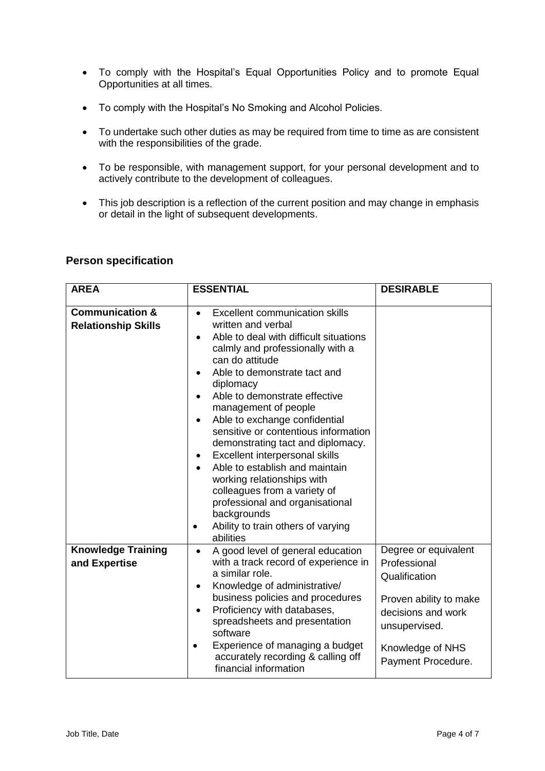- To comply with the Hospital's Equal Opportunities Policy and to promote Equal Opportunities at all times.
- To comply with the Hospital's No Smoking and Alcohol Policies.
- To undertake such other duties as may be required from time to time as are consistent with the responsibilities of the grade.
- To be responsible, with management support, for your personal development and to actively contribute to the development of colleagues.
- This job description is a reflection of the current position and may change in emphasis or detail in the light of subsequent developments.

## Person specification

| AREA | ESSENTIAL | DESIRABLE |
|---|---|---|
| **Communication & Relationship Skills** | • Excellent communication skills written and verbal<br>• Able to deal with difficult situations calmly and professionally with a can do attitude<br>• Able to demonstrate tact and diplomacy<br>• Able to demonstrate effective management of people<br>• Able to exchange confidential sensitive or contentious information demonstrating tact and diplomacy.<br>• Excellent interpersonal skills<br>• Able to establish and maintain working relationships with colleagues from a variety of professional and organisational backgrounds<br>• Ability to train others of varying abilities | |
| **Knowledge Training and Expertise** | • A good level of general education with a track record of experience in a similar role.<br>• Knowledge of administrative/ business policies and procedures<br>• Proficiency with databases, spreadsheets and presentation software<br>• Experience of managing a budget accurately recording & calling off financial information | Degree or equivalent Professional Qualification<br><br>Proven ability to make decisions and work unsupervised.<br><br>Knowledge of NHS Payment Procedure. |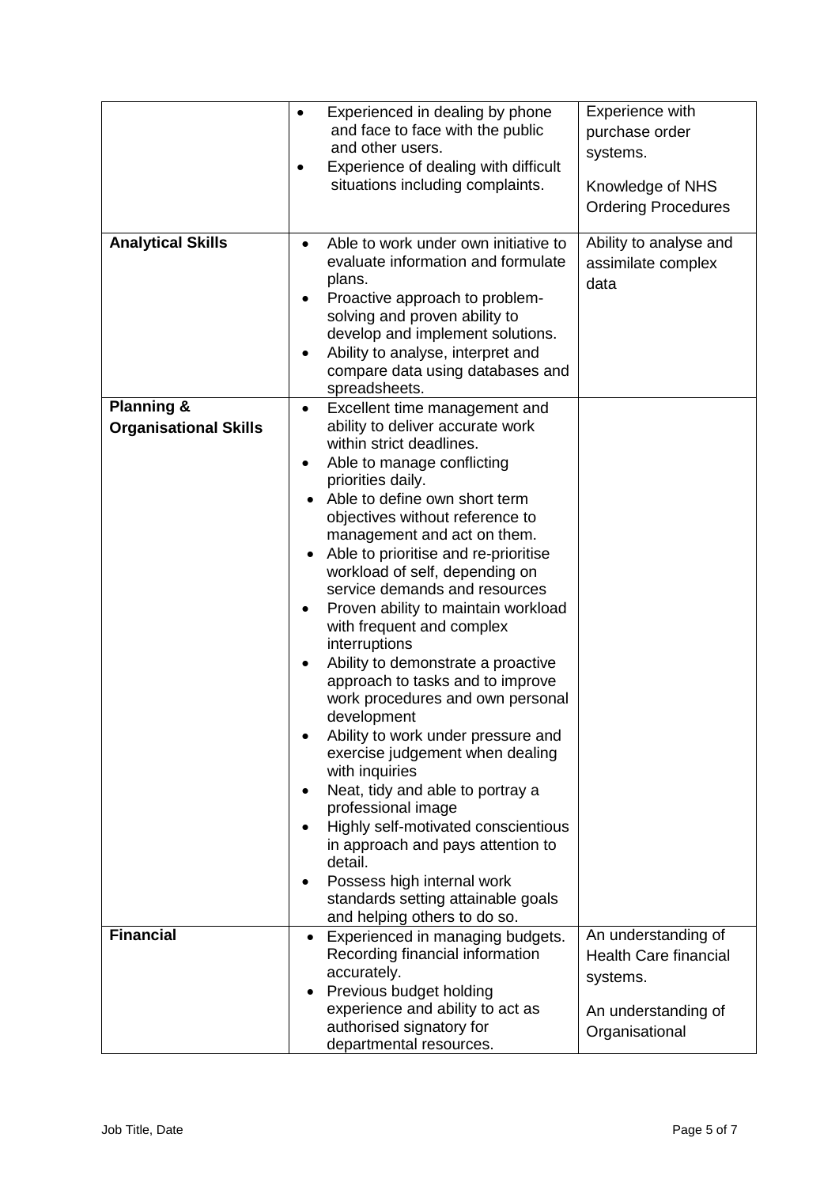| | | |
|---|---|---|
| | • Experienced in dealing by phone and face to face with the public and other users.<br>• Experience of dealing with difficult situations including complaints. | Experience with purchase order systems.<br><br>Knowledge of NHS Ordering Procedures |
| **Analytical Skills** | • Able to work under own initiative to evaluate information and formulate plans.<br>• Proactive approach to problem-solving and proven ability to develop and implement solutions.<br>• Ability to analyse, interpret and compare data using databases and spreadsheets. | Ability to analyse and assimilate complex data |
| **Planning & Organisational Skills** | • Excellent time management and ability to deliver accurate work within strict deadlines.<br>• Able to manage conflicting priorities daily.<br>• Able to define own short term objectives without reference to management and act on them.<br>• Able to prioritise and re-prioritise workload of self, depending on service demands and resources<br>• Proven ability to maintain workload with frequent and complex interruptions<br>• Ability to demonstrate a proactive approach to tasks and to improve work procedures and own personal development<br>• Ability to work under pressure and exercise judgement when dealing with inquiries<br>• Neat, tidy and able to portray a professional image<br>• Highly self-motivated conscientious in approach and pays attention to detail.<br>• Possess high internal work standards setting attainable goals and helping others to do so. | |
| **Financial** | • Experienced in managing budgets. Recording financial information accurately.<br>• Previous budget holding experience and ability to act as authorised signatory for departmental resources. | An understanding of Health Care financial systems.<br><br>An understanding of Organisational |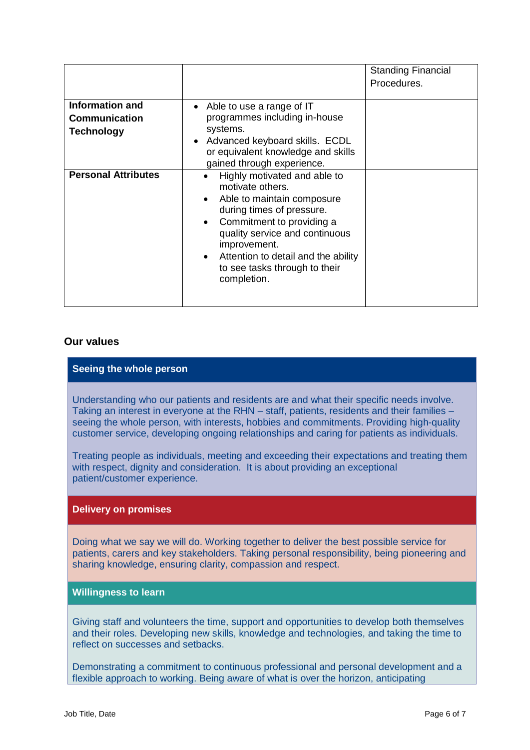| | | |
|---|---|---|
| | | Standing Financial Procedures. |
| **Information and Communication Technology** | • Able to use a range of IT programmes including in-house systems.<br>• Advanced keyboard skills. ECDL or equivalent knowledge and skills gained through experience. | |
| **Personal Attributes** | • Highly motivated and able to motivate others.<br>• Able to maintain composure during times of pressure.<br>• Commitment to providing a quality service and continuous improvement.<br>• Attention to detail and the ability to see tasks through to their completion. | |

## Our values

### Seeing the whole person

Understanding who our patients and residents are and what their specific needs involve. Taking an interest in everyone at the RHN – staff, patients, residents and their families – seeing the whole person, with interests, hobbies and commitments. Providing high-quality customer service, developing ongoing relationships and caring for patients as individuals.

Treating people as individuals, meeting and exceeding their expectations and treating them with respect, dignity and consideration. It is about providing an exceptional patient/customer experience.

### Delivery on promises

Doing what we say we will do. Working together to deliver the best possible service for patients, carers and key stakeholders. Taking personal responsibility, being pioneering and sharing knowledge, ensuring clarity, compassion and respect.

### Willingness to learn

Giving staff and volunteers the time, support and opportunities to develop both themselves and their roles. Developing new skills, knowledge and technologies, and taking the time to reflect on successes and setbacks.

Demonstrating a commitment to continuous professional and personal development and a flexible approach to working. Being aware of what is over the horizon, anticipating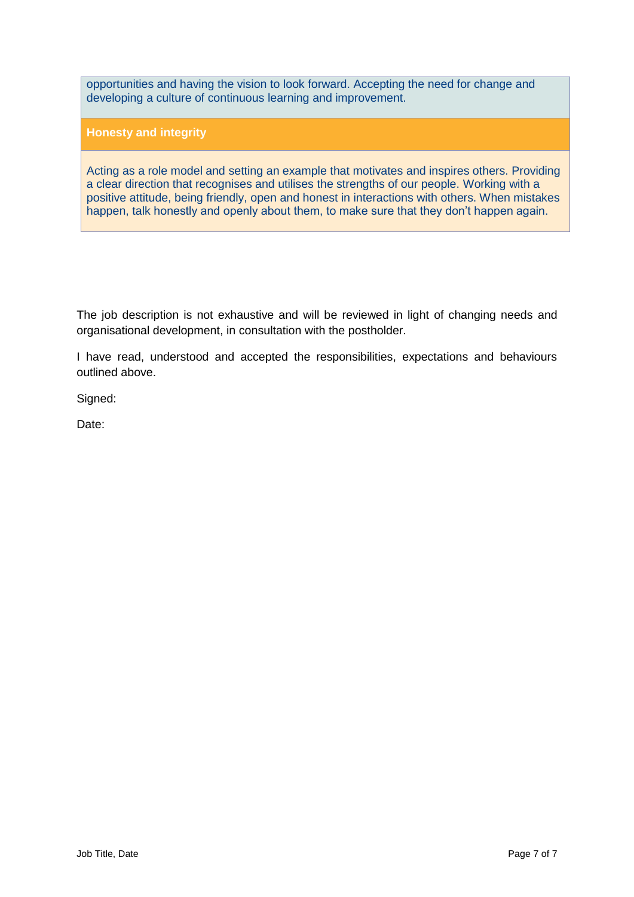opportunities and having the vision to look forward. Accepting the need for change and developing a culture of continuous learning and improvement.

**Honesty and integrity**

Acting as a role model and setting an example that motivates and inspires others. Providing a clear direction that recognises and utilises the strengths of our people. Working with a positive attitude, being friendly, open and honest in interactions with others. When mistakes happen, talk honestly and openly about them, to make sure that they don't happen again.

The job description is not exhaustive and will be reviewed in light of changing needs and organisational development, in consultation with the postholder.

I have read, understood and accepted the responsibilities, expectations and behaviours outlined above.

Signed:

Date: